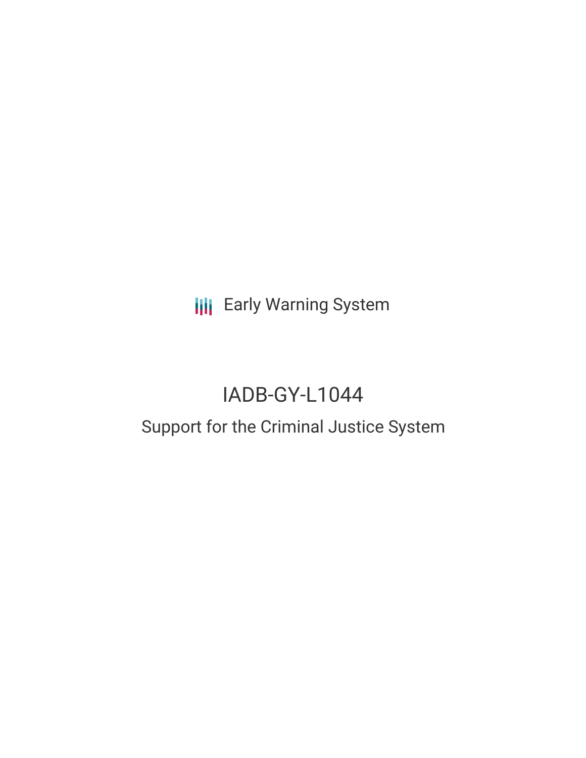Early Warning System

# IADB-GY-L1044

## Support for the Criminal Justice System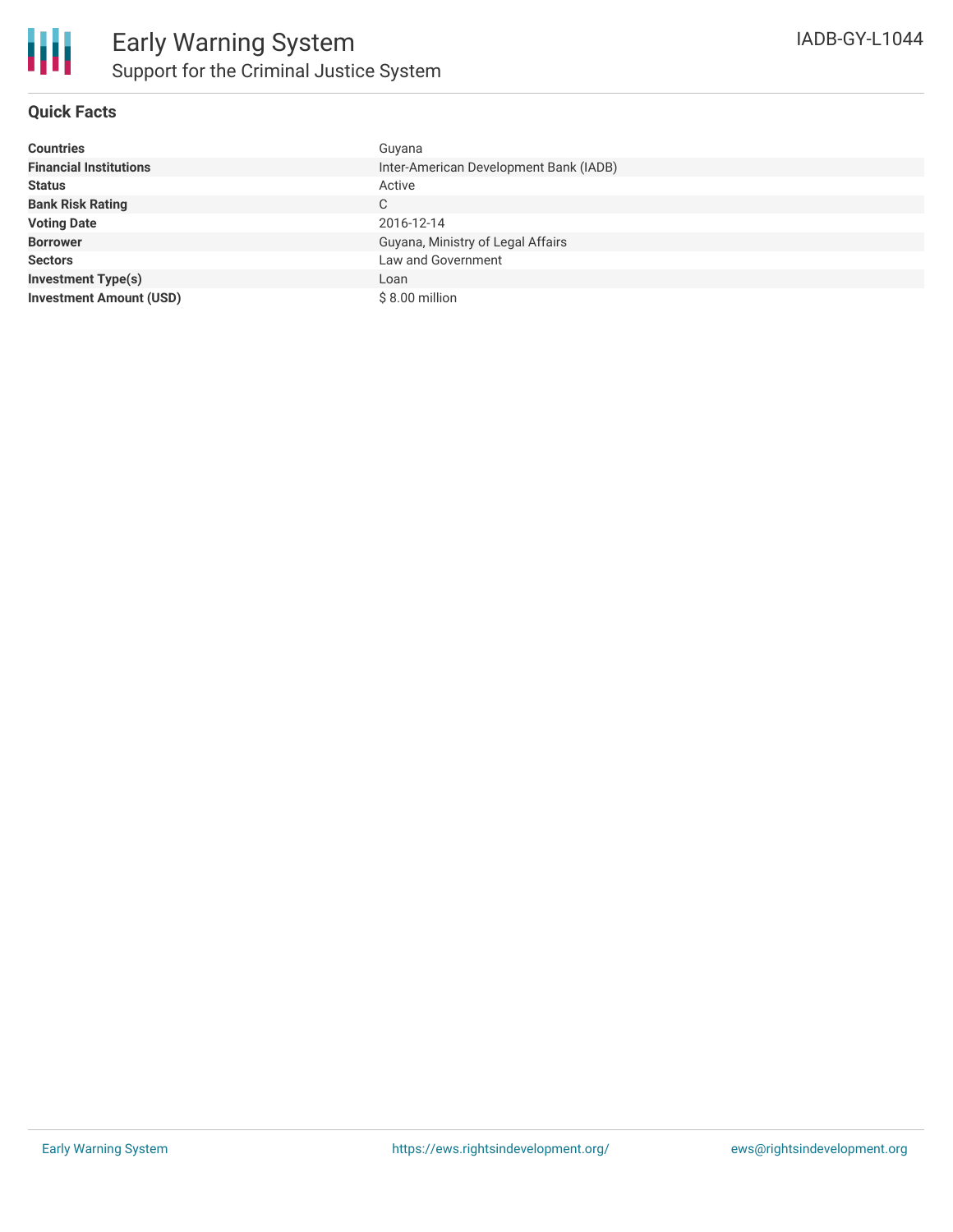# Early Warning System

## Support for the Criminal Justice System

IADB-GY-L1044

### Quick Facts

| | |
|---|---|
| **Countries** | Guyana |
| **Financial Institutions** | Inter-American Development Bank (IADB) |
| **Status** | Active |
| **Bank Risk Rating** | C |
| **Voting Date** | 2016-12-14 |
| **Borrower** | Guyana, Ministry of Legal Affairs |
| **Sectors** | Law and Government |
| **Investment Type(s)** | Loan |
| **Investment Amount (USD)** | $ 8.00 million |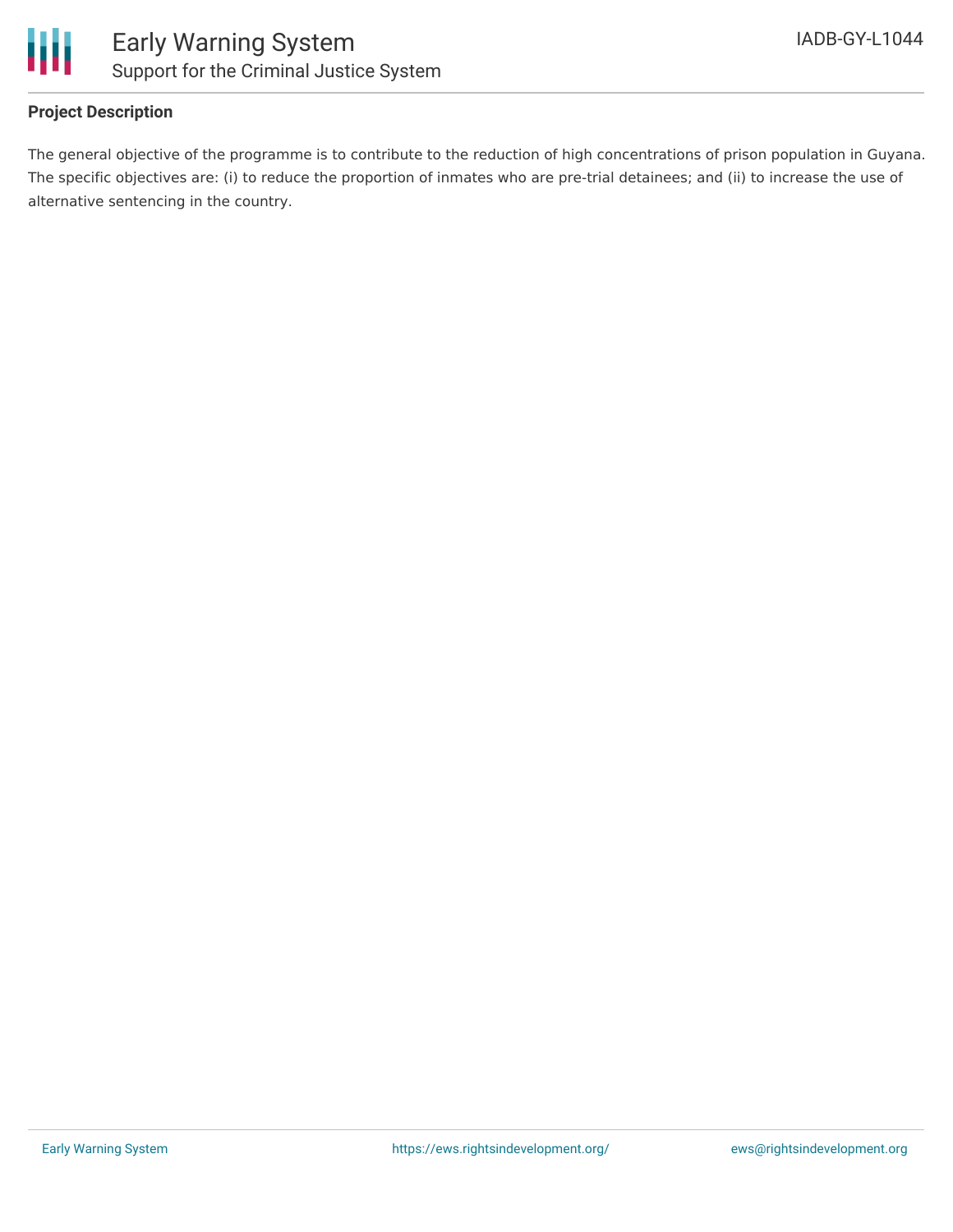## Project Description

The general objective of the programme is to contribute to the reduction of high concentrations of prison population in Guyana. The specific objectives are: (i) to reduce the proportion of inmates who are pre-trial detainees; and (ii) to increase the use of alternative sentencing in the country.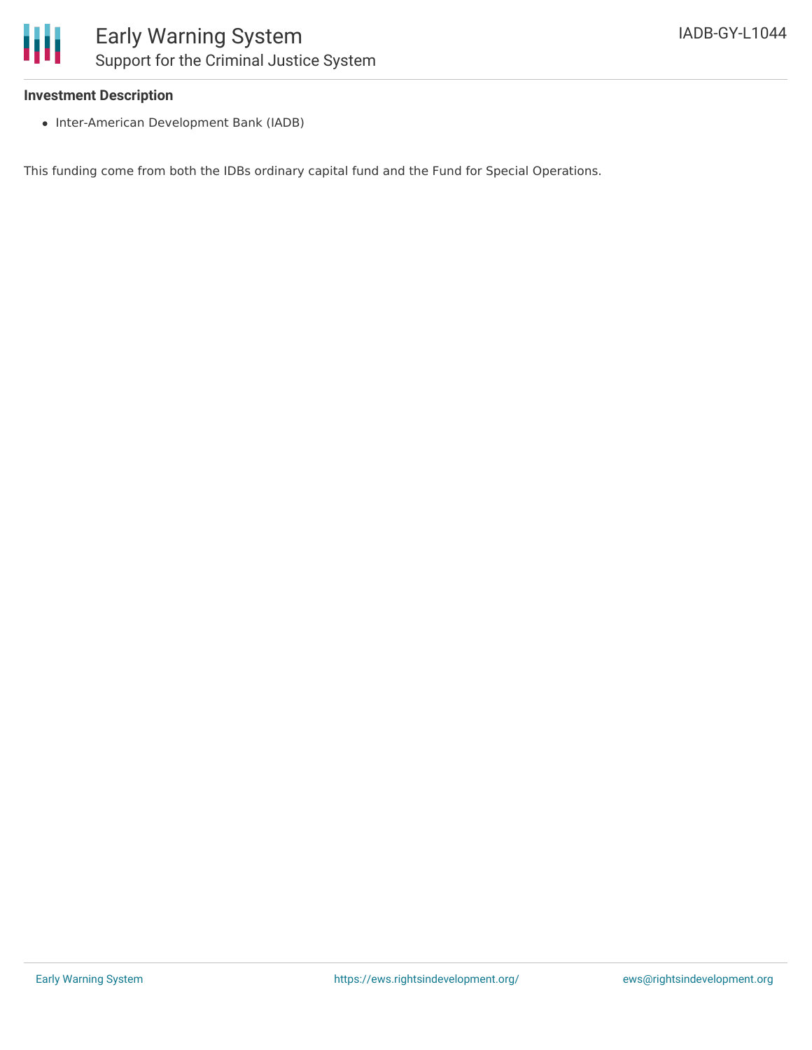**Investment Description**

- Inter-American Development Bank (IADB)

This funding come from both the IDBs ordinary capital fund and the Fund for Special Operations.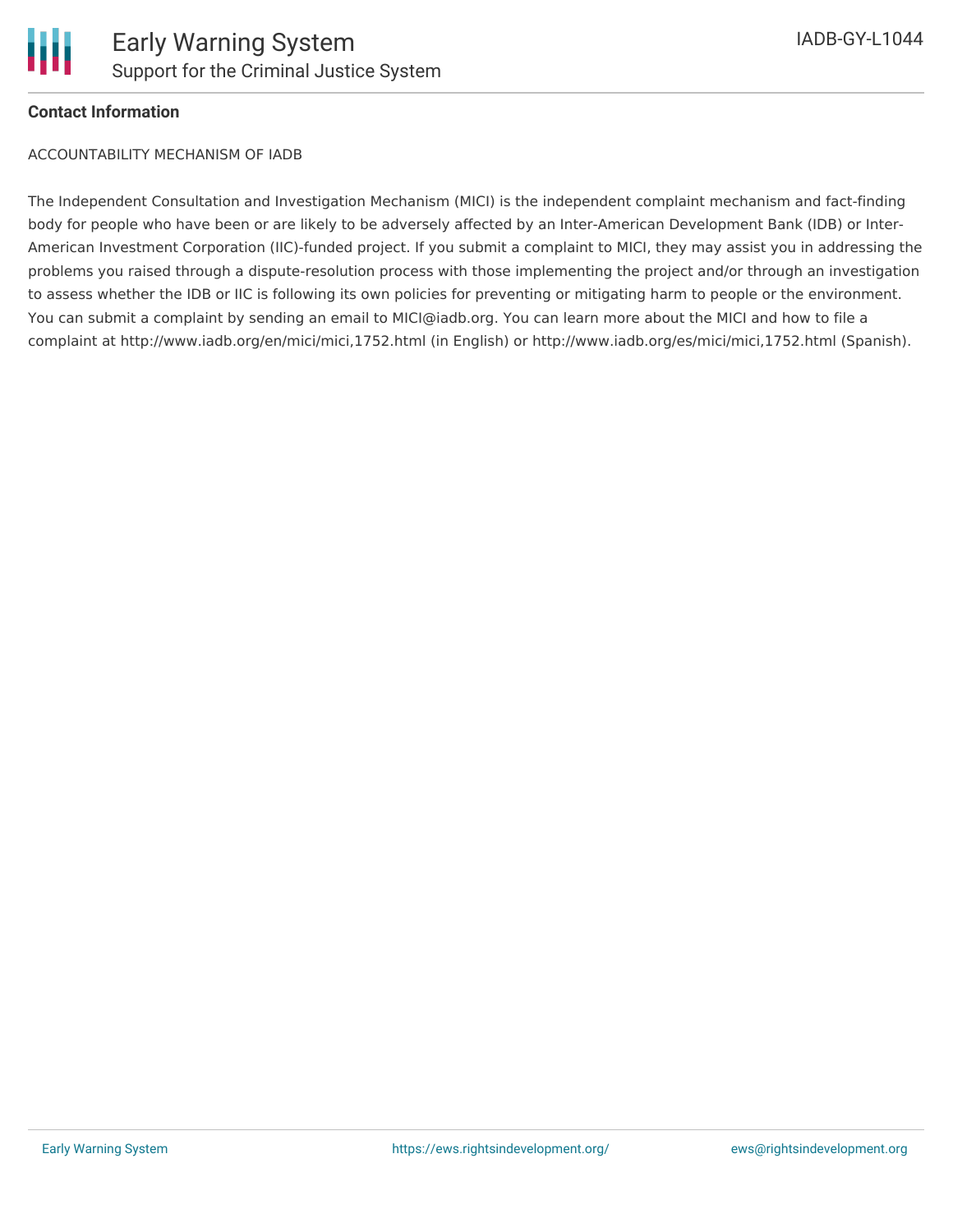**Contact Information**

ACCOUNTABILITY MECHANISM OF IADB

The Independent Consultation and Investigation Mechanism (MICI) is the independent complaint mechanism and fact-finding body for people who have been or are likely to be adversely affected by an Inter-American Development Bank (IDB) or Inter-American Investment Corporation (IIC)-funded project. If you submit a complaint to MICI, they may assist you in addressing the problems you raised through a dispute-resolution process with those implementing the project and/or through an investigation to assess whether the IDB or IIC is following its own policies for preventing or mitigating harm to people or the environment. You can submit a complaint by sending an email to MICI@iadb.org. You can learn more about the MICI and how to file a complaint at http://www.iadb.org/en/mici/mici,1752.html (in English) or http://www.iadb.org/es/mici/mici,1752.html (Spanish).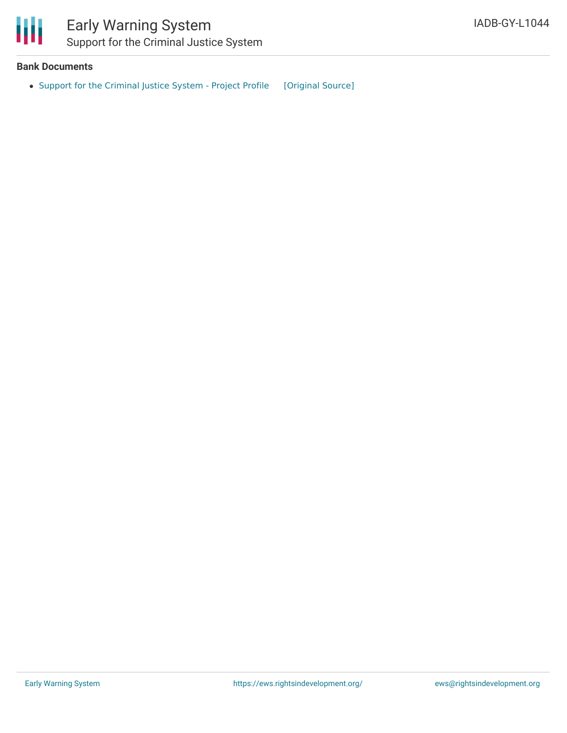**Bank Documents**

- Support for the Criminal Justice System - Project Profile [Original Source]